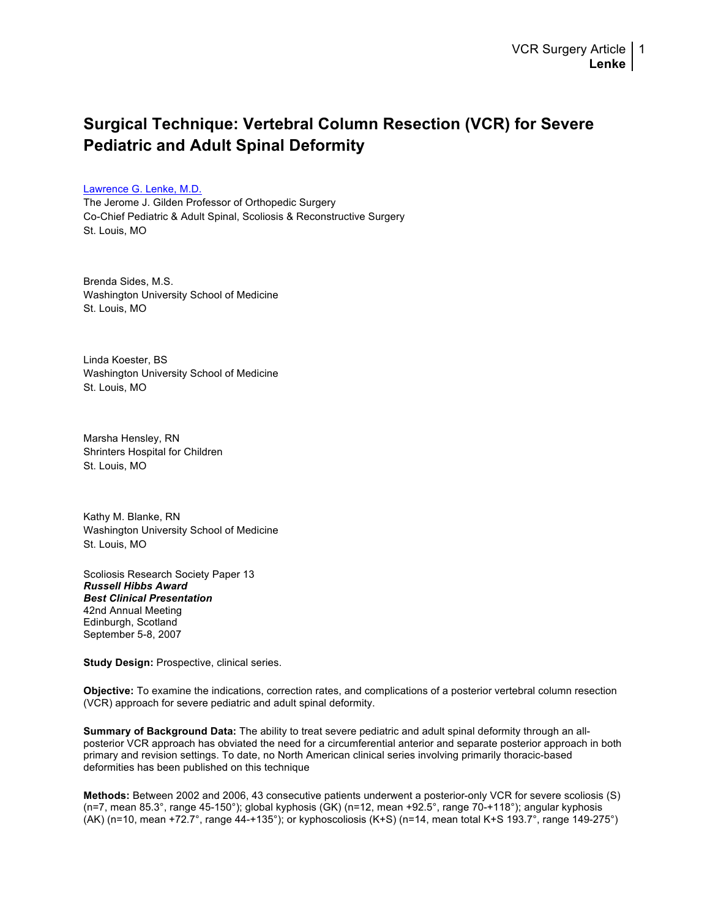# Surgical Technique: Vertebral Column Resection (VCR) for Severe Pediatric and Adult Spinal Deformity

[Lawrence G. Lenke, M.D.](#)
The Jerome J. Gilden Professor of Orthopedic Surgery
Co-Chief Pediatric & Adult Spinal, Scoliosis & Reconstructive Surgery
St. Louis, MO

Brenda Sides, M.S.
Washington University School of Medicine
St. Louis, MO

Linda Koester, BS
Washington University School of Medicine
St. Louis, MO

Marsha Hensley, RN
Shrinters Hospital for Children
St. Louis, MO

Kathy M. Blanke, RN
Washington University School of Medicine
St. Louis, MO

Scoliosis Research Society Paper 13
***Russell Hibbs Award***
***Best Clinical Presentation***
42nd Annual Meeting
Edinburgh, Scotland
September 5-8, 2007

**Study Design:** Prospective, clinical series.

**Objective:** To examine the indications, correction rates, and complications of a posterior vertebral column resection (VCR) approach for severe pediatric and adult spinal deformity.

**Summary of Background Data:** The ability to treat severe pediatric and adult spinal deformity through an all-posterior VCR approach has obviated the need for a circumferential anterior and separate posterior approach in both primary and revision settings. To date, no North American clinical series involving primarily thoracic-based deformities has been published on this technique

**Methods:** Between 2002 and 2006, 43 consecutive patients underwent a posterior-only VCR for severe scoliosis (S) (n=7, mean 85.3°, range 45-150°); global kyphosis (GK) (n=12, mean +92.5°, range 70-+118°); angular kyphosis (AK) (n=10, mean +72.7°, range 44-+135°); or kyphoscoliosis (K+S) (n=14, mean total K+S 193.7°, range 149-275°)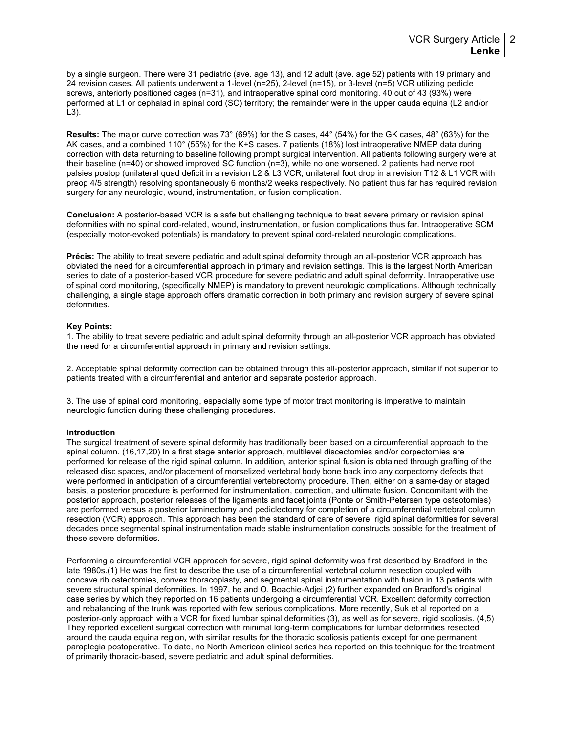by a single surgeon. There were 31 pediatric (ave. age 13), and 12 adult (ave. age 52) patients with 19 primary and 24 revision cases. All patients underwent a 1-level (n=25), 2-level (n=15), or 3-level (n=5) VCR utilizing pedicle screws, anteriorly positioned cages (n=31), and intraoperative spinal cord monitoring. 40 out of 43 (93%) were performed at L1 or cephalad in spinal cord (SC) territory; the remainder were in the upper cauda equina (L2 and/or L3).

**Results:** The major curve correction was 73° (69%) for the S cases, 44° (54%) for the GK cases, 48° (63%) for the AK cases, and a combined 110° (55%) for the K+S cases. 7 patients (18%) lost intraoperative NMEP data during correction with data returning to baseline following prompt surgical intervention. All patients following surgery were at their baseline (n=40) or showed improved SC function (n=3), while no one worsened. 2 patients had nerve root palsies postop (unilateral quad deficit in a revision L2 & L3 VCR, unilateral foot drop in a revision T12 & L1 VCR with preop 4/5 strength) resolving spontaneously 6 months/2 weeks respectively. No patient thus far has required revision surgery for any neurologic, wound, instrumentation, or fusion complication.

**Conclusion:** A posterior-based VCR is a safe but challenging technique to treat severe primary or revision spinal deformities with no spinal cord-related, wound, instrumentation, or fusion complications thus far. Intraoperative SCM (especially motor-evoked potentials) is mandatory to prevent spinal cord-related neurologic complications.

**Précis:** The ability to treat severe pediatric and adult spinal deformity through an all-posterior VCR approach has obviated the need for a circumferential approach in primary and revision settings. This is the largest North American series to date of a posterior-based VCR procedure for severe pediatric and adult spinal deformity. Intraoperative use of spinal cord monitoring, (specifically NMEP) is mandatory to prevent neurologic complications. Although technically challenging, a single stage approach offers dramatic correction in both primary and revision surgery of severe spinal deformities.

**Key Points:**

1. The ability to treat severe pediatric and adult spinal deformity through an all-posterior VCR approach has obviated the need for a circumferential approach in primary and revision settings.

2. Acceptable spinal deformity correction can be obtained through this all-posterior approach, similar if not superior to patients treated with a circumferential and anterior and separate posterior approach.

3. The use of spinal cord monitoring, especially some type of motor tract monitoring is imperative to maintain neurologic function during these challenging procedures.

## Introduction

The surgical treatment of severe spinal deformity has traditionally been based on a circumferential approach to the spinal column. (16,17,20) In a first stage anterior approach, multilevel discectomies and/or corpectomies are performed for release of the rigid spinal column. In addition, anterior spinal fusion is obtained through grafting of the released disc spaces, and/or placement of morselized vertebral body bone back into any corpectomy defects that were performed in anticipation of a circumferential vertebrectomy procedure. Then, either on a same-day or staged basis, a posterior procedure is performed for instrumentation, correction, and ultimate fusion. Concomitant with the posterior approach, posterior releases of the ligaments and facet joints (Ponte or Smith-Petersen type osteotomies) are performed versus a posterior laminectomy and pediclectomy for completion of a circumferential vertebral column resection (VCR) approach. This approach has been the standard of care of severe, rigid spinal deformities for several decades once segmental spinal instrumentation made stable instrumentation constructs possible for the treatment of these severe deformities.

Performing a circumferential VCR approach for severe, rigid spinal deformity was first described by Bradford in the late 1980s.(1) He was the first to describe the use of a circumferential vertebral column resection coupled with concave rib osteotomies, convex thoracoplasty, and segmental spinal instrumentation with fusion in 13 patients with severe structural spinal deformities. In 1997, he and O. Boachie-Adjei (2) further expanded on Bradford's original case series by which they reported on 16 patients undergoing a circumferential VCR. Excellent deformity correction and rebalancing of the trunk was reported with few serious complications. More recently, Suk et al reported on a posterior-only approach with a VCR for fixed lumbar spinal deformities (3), as well as for severe, rigid scoliosis. (4,5) They reported excellent surgical correction with minimal long-term complications for lumbar deformities resected around the cauda equina region, with similar results for the thoracic scoliosis patients except for one permanent paraplegia postoperative. To date, no North American clinical series has reported on this technique for the treatment of primarily thoracic-based, severe pediatric and adult spinal deformities.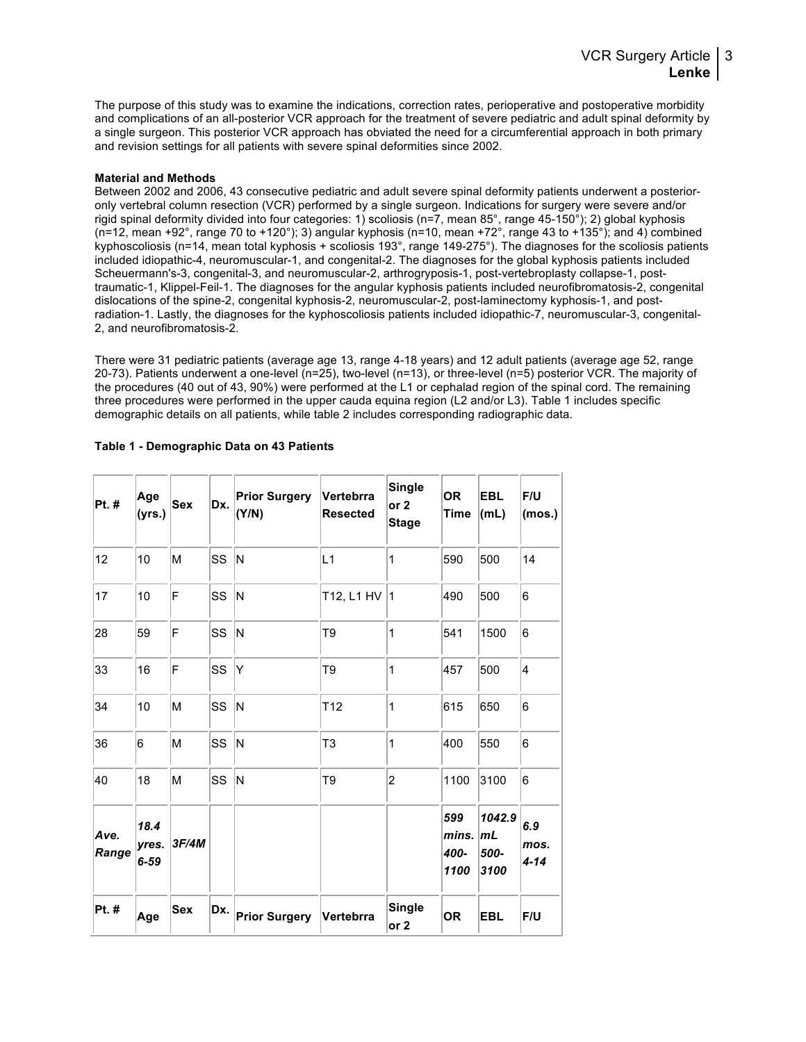The purpose of this study was to examine the indications, correction rates, perioperative and postoperative morbidity and complications of an all-posterior VCR approach for the treatment of severe pediatric and adult spinal deformity by a single surgeon. This posterior VCR approach has obviated the need for a circumferential approach in both primary and revision settings for all patients with severe spinal deformities since 2002.

**Material and Methods**

Between 2002 and 2006, 43 consecutive pediatric and adult severe spinal deformity patients underwent a posterior-only vertebral column resection (VCR) performed by a single surgeon. Indications for surgery were severe and/or rigid spinal deformity divided into four categories: 1) scoliosis (n=7, mean 85°, range 45-150°); 2) global kyphosis (n=12, mean +92°, range 70 to +120°); 3) angular kyphosis (n=10, mean +72°, range 43 to +135°); and 4) combined kyphoscoliosis (n=14, mean total kyphosis + scoliosis 193°, range 149-275°). The diagnoses for the scoliosis patients included idiopathic-4, neuromuscular-1, and congenital-2. The diagnoses for the global kyphosis patients included Scheuermann's-3, congenital-3, and neuromuscular-2, arthrogryposis-1, post-vertebroplasty collapse-1, post-traumatic-1, Klippel-Feil-1. The diagnoses for the angular kyphosis patients included neurofibromatosis-2, congenital dislocations of the spine-2, congenital kyphosis-2, neuromuscular-2, post-laminectomy kyphosis-1, and post-radiation-1. Lastly, the diagnoses for the kyphoscoliosis patients included idiopathic-7, neuromuscular-3, congenital-2, and neurofibromatosis-2.

There were 31 pediatric patients (average age 13, range 4-18 years) and 12 adult patients (average age 52, range 20-73). Patients underwent a one-level (n=25), two-level (n=13), or three-level (n=5) posterior VCR. The majority of the procedures (40 out of 43, 90%) were performed at the L1 or cephalad region of the spinal cord. The remaining three procedures were performed in the upper cauda equina region (L2 and/or L3). Table 1 includes specific demographic details on all patients, while table 2 includes corresponding radiographic data.

**Table 1 - Demographic Data on 43 Patients**

| Pt. # | Age (yrs.) | Sex | Dx. | Prior Surgery (Y/N) | Vertebrra Resected | Single or 2 Stage | OR Time | EBL (mL) | F/U (mos.) |
|---|---|---|---|---|---|---|---|---|---|
| 12 | 10 | M | SS | N | L1 | 1 | 590 | 500 | 14 |
| 17 | 10 | F | SS | N | T12, L1 HV | 1 | 490 | 500 | 6 |
| 28 | 59 | F | SS | N | T9 | 1 | 541 | 1500 | 6 |
| 33 | 16 | F | SS | Y | T9 | 1 | 457 | 500 | 4 |
| 34 | 10 | M | SS | N | T12 | 1 | 615 | 650 | 6 |
| 36 | 6 | M | SS | N | T3 | 1 | 400 | 550 | 6 |
| 40 | 18 | M | SS | N | T9 | 2 | 1100 | 3100 | 6 |
| ***Ave. Range*** | ***18.4 yres. 6-59*** | ***3F/4M*** | | | | | ***599 mins. 400-1100*** | ***1042.9 mL 500-3100*** | ***6.9 mos. 4-14*** |
| **Pt. #** | **Age** | **Sex** | **Dx.** | **Prior Surgery** | **Vertebra** | **Single or 2** | **OR** | **EBL** | **F/U** |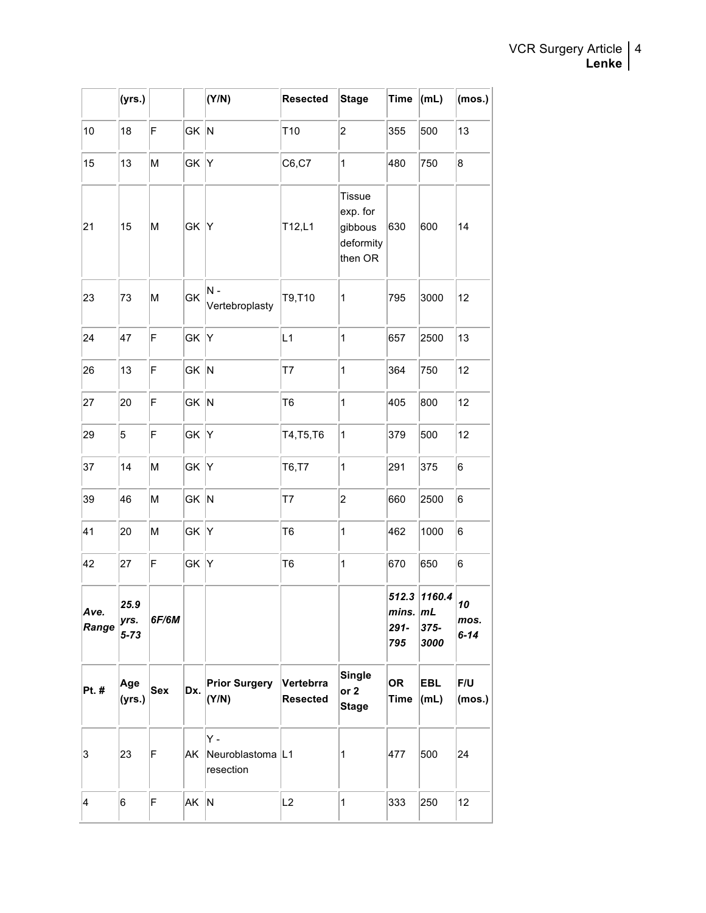|  | (yrs.) |  |  | (Y/N) | Resected | Stage | Time | (mL) | (mos.) |
|---|---|---|---|---|---|---|---|---|---|
| 10 | 18 | F | GK | N | T10 | 2 | 355 | 500 | 13 |
| 15 | 13 | M | GK | Y | C6,C7 | 1 | 480 | 750 | 8 |
| 21 | 15 | M | GK | Y | T12,L1 | Tissue exp. for gibbous deformity then OR | 630 | 600 | 14 |
| 23 | 73 | M | GK | N - Vertebroplasty | T9,T10 | 1 | 795 | 3000 | 12 |
| 24 | 47 | F | GK | Y | L1 | 1 | 657 | 2500 | 13 |
| 26 | 13 | F | GK | N | T7 | 1 | 364 | 750 | 12 |
| 27 | 20 | F | GK | N | T6 | 1 | 405 | 800 | 12 |
| 29 | 5 | F | GK | Y | T4,T5,T6 | 1 | 379 | 500 | 12 |
| 37 | 14 | M | GK | Y | T6,T7 | 1 | 291 | 375 | 6 |
| 39 | 46 | M | GK | N | T7 | 2 | 660 | 2500 | 6 |
| 41 | 20 | M | GK | Y | T6 | 1 | 462 | 1000 | 6 |
| 42 | 27 | F | GK | Y | T6 | 1 | 670 | 650 | 6 |
| ***Ave. Range*** | ***25.9 yrs. 5-73*** | ***6F/6M*** |  |  |  |  | ***512.3 mins. 291-795*** | ***1160.4 mL 375-3000*** | ***10 mos. 6-14*** |
| **Pt. #** | **Age (yrs.)** | **Sex** | **Dx.** | **Prior Surgery (Y/N)** | **Vertebrra Resected** | **Single or 2 Stage** | **OR Time** | **EBL (mL)** | **F/U (mos.)** |
| 3 | 23 | F | AK | Y - Neuroblastoma resection | L1 | 1 | 477 | 500 | 24 |
| 4 | 6 | F | AK | N | L2 | 1 | 333 | 250 | 12 |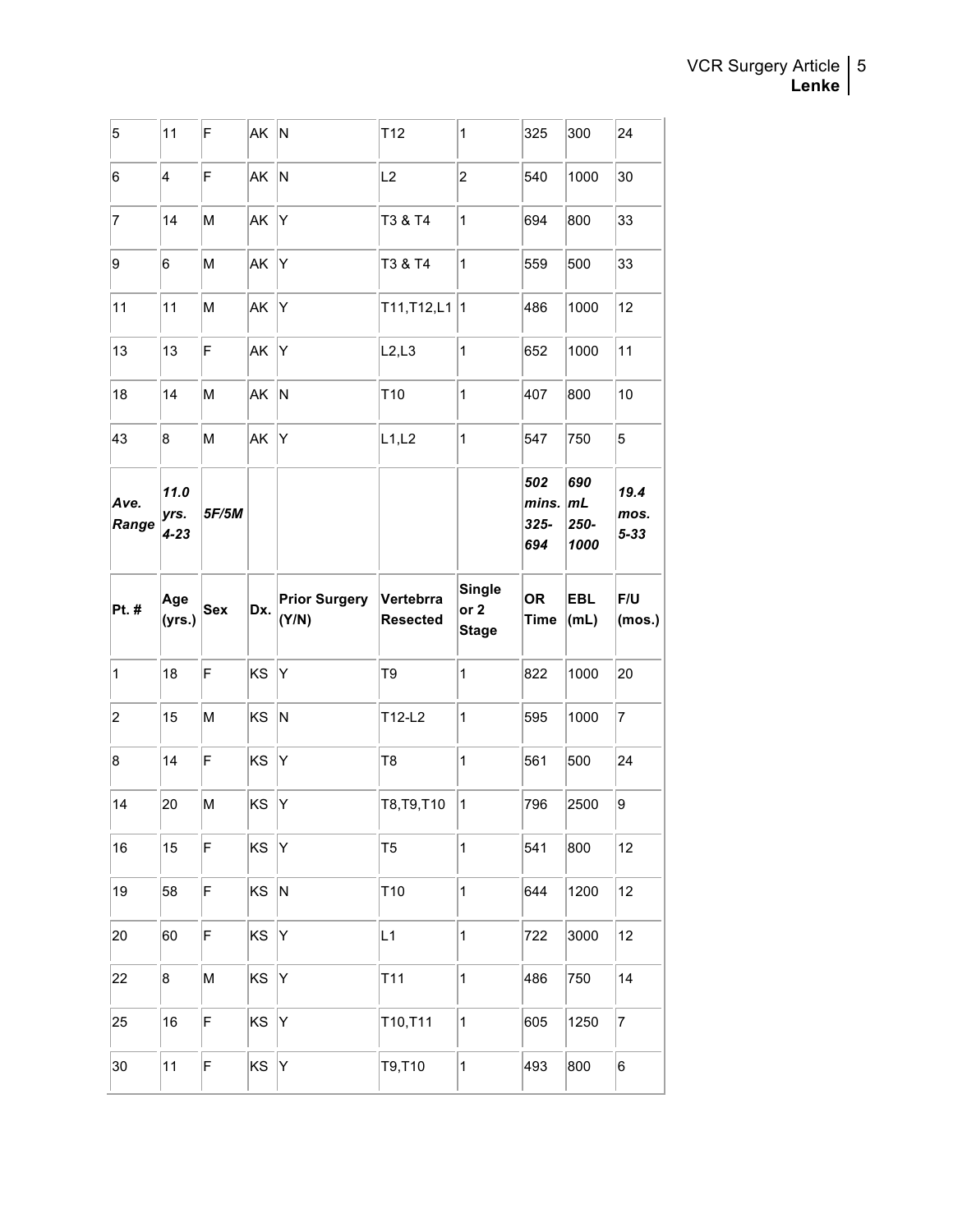| 5 | 11 | F | AK | N | T12 | 1 | 325 | 300 | 24 |
|---|---|---|---|---|---|---|---|---|---|
| 6 | 4 | F | AK | N | L2 | 2 | 540 | 1000 | 30 |
| 7 | 14 | M | AK | Y | T3 & T4 | 1 | 694 | 800 | 33 |
| 9 | 6 | M | AK | Y | T3 & T4 | 1 | 559 | 500 | 33 |
| 11 | 11 | M | AK | Y | T11,T12,L1 | 1 | 486 | 1000 | 12 |
| 13 | 13 | F | AK | Y | L2,L3 | 1 | 652 | 1000 | 11 |
| 18 | 14 | M | AK | N | T10 | 1 | 407 | 800 | 10 |
| 43 | 8 | M | AK | Y | L1,L2 | 1 | 547 | 750 | 5 |
| ***Ave. Range*** | ***11.0 yrs. 4-23*** | ***5F/5M*** | | | | | ***502 mins. 325-694*** | ***690 mL 250-1000*** | ***19.4 mos. 5-33*** |
| **Pt. #** | **Age (yrs.)** | **Sex** | **Dx.** | **Prior Surgery (Y/N)** | **Vertebrra Resected** | **Single or 2 Stage** | **OR Time** | **EBL (mL)** | **F/U (mos.)** |
| 1 | 18 | F | KS | Y | T9 | 1 | 822 | 1000 | 20 |
| 2 | 15 | M | KS | N | T12-L2 | 1 | 595 | 1000 | 7 |
| 8 | 14 | F | KS | Y | T8 | 1 | 561 | 500 | 24 |
| 14 | 20 | M | KS | Y | T8,T9,T10 | 1 | 796 | 2500 | 9 |
| 16 | 15 | F | KS | Y | T5 | 1 | 541 | 800 | 12 |
| 19 | 58 | F | KS | N | T10 | 1 | 644 | 1200 | 12 |
| 20 | 60 | F | KS | Y | L1 | 1 | 722 | 3000 | 12 |
| 22 | 8 | M | KS | Y | T11 | 1 | 486 | 750 | 14 |
| 25 | 16 | F | KS | Y | T10,T11 | 1 | 605 | 1250 | 7 |
| 30 | 11 | F | KS | Y | T9,T10 | 1 | 493 | 800 | 6 |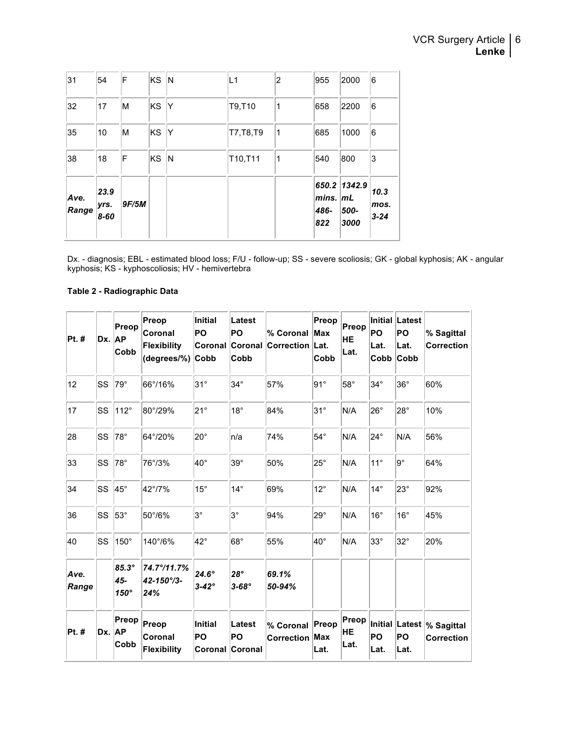| | | | | | | | | | |
|---|---|---|---|---|---|---|---|---|---|
| 31 | 54 | F | KS | N | L1 | 2 | 955 | 2000 | 6 |
| 32 | 17 | M | KS | Y | T9,T10 | 1 | 658 | 2200 | 6 |
| 35 | 10 | M | KS | Y | T7,T8,T9 | 1 | 685 | 1000 | 6 |
| 38 | 18 | F | KS | N | T10,T11 | 1 | 540 | 800 | 3 |
| ***Ave. Range*** | ***23.9 yrs. 8-60*** | ***9F/5M*** | | | | | ***650.2 mins. 486-822*** | ***1342.9 mL 500-3000*** | ***10.3 mos. 3-24*** |

Dx. - diagnosis; EBL - estimated blood loss; F/U - follow-up; SS - severe scoliosis; GK - global kyphosis; AK - angular kyphosis; KS - kyphoscoliosis; HV - hemivertebra

**Table 2 - Radiographic Data**

| **Pt. #** | **Dx.** | **Preop AP Cobb** | **Preop Coronal Flexibility (degrees/%)** | **Initial PO Coronal Cobb** | **Latest PO Coronal Cobb** | **% Coronal Correction** | **Preop Max Lat. Cobb** | **Preop HE Lat.** | **Initial PO Lat. Cobb** | **Latest PO Lat. Cobb** | **% Sagittal Correction** |
|---|---|---|---|---|---|---|---|---|---|---|---|
| 12 | SS | 79° | 66°/16% | 31° | 34° | 57% | 91° | 58° | 34° | 36° | 60% |
| 17 | SS | 112° | 80°/29% | 21° | 18° | 84% | 31° | N/A | 26° | 28° | 10% |
| 28 | SS | 78° | 64°/20% | 20° | n/a | 74% | 54° | N/A | 24° | N/A | 56% |
| 33 | SS | 78° | 76°/3% | 40° | 39° | 50% | 25° | N/A | 11° | 9° | 64% |
| 34 | SS | 45° | 42°/7% | 15° | 14° | 69% | 12° | N/A | 14° | 23° | 92% |
| 36 | SS | 53° | 50°/6% | 3° | 3° | 94% | 29° | N/A | 16° | 16° | 45% |
| 40 | SS | 150° | 140°/6% | 42° | 68° | 55% | 40° | N/A | 33° | 32° | 20% |
| ***Ave. Range*** | | ***85.3° 45-150°*** | ***74.7°/11.7% 42-150°/3-24%*** | ***24.6° 3-42°*** | ***28° 3-68°*** | ***69.1% 50-94%*** | | | | | |
| **Pt. #** | **Dx.** | **Preop AP Cobb** | **Preop Coronal Flexibility** | **Initial PO Coronal** | **Latest PO Coronal** | **% Coronal Correction** | **Preop Max Lat.** | **Preop HE Lat.** | **Initial PO Lat.** | **Latest PO Lat.** | **% Sagittal Correction** |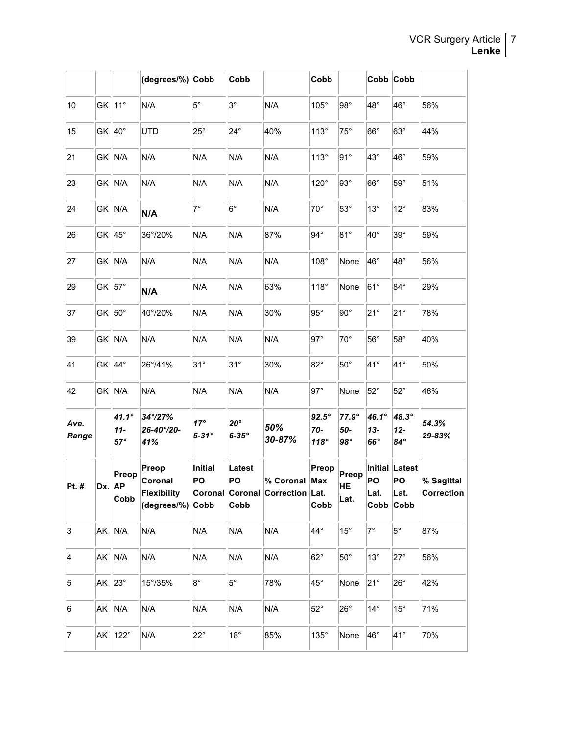| | | | (degrees/%) | Cobb | Cobb | | Cobb | | Cobb | Cobb | |
|---|---|---|---|---|---|---|---|---|---|---|---|
| 10 | GK | 11° | N/A | 5° | 3° | N/A | 105° | 98° | 48° | 46° | 56% |
| 15 | GK | 40° | UTD | 25° | 24° | 40% | 113° | 75° | 66° | 63° | 44% |
| 21 | GK | N/A | N/A | N/A | N/A | N/A | 113° | 91° | 43° | 46° | 59% |
| 23 | GK | N/A | N/A | N/A | N/A | N/A | 120° | 93° | 66° | 59° | 51% |
| 24 | GK | N/A | **N/A** | 7° | 6° | N/A | 70° | 53° | 13° | 12° | 83% |
| 26 | GK | 45° | 36°/20% | N/A | N/A | 87% | 94° | 81° | 40° | 39° | 59% |
| 27 | GK | N/A | N/A | N/A | N/A | N/A | 108° | None | 46° | 48° | 56% |
| 29 | GK | 57° | **N/A** | N/A | N/A | 63% | 118° | None | 61° | 84° | 29% |
| 37 | GK | 50° | 40°/20% | N/A | N/A | 30% | 95° | 90° | 21° | 21° | 78% |
| 39 | GK | N/A | N/A | N/A | N/A | N/A | 97° | 70° | 56° | 58° | 40% |
| 41 | GK | 44° | 26°/41% | 31° | 31° | 30% | 82° | 50° | 41° | 41° | 50% |
| 42 | GK | N/A | N/A | N/A | N/A | N/A | 97° | None | 52° | 52° | 46% |
| ***Ave. Range*** | | ***41.1° 11-57°*** | ***34°/27% 26-40°/20-41%*** | ***17° 5-31°*** | ***20° 6-35°*** | ***50% 30-87%*** | ***92.5° 70-118°*** | ***77.9° 50-98°*** | ***46.1° 13-66°*** | ***48.3° 12-84°*** | ***54.3% 29-83%*** |
| **Pt. #** | **Dx.** | **Preop AP Cobb** | **Preop Coronal Flexibility (degrees/%)** | **Initial PO Coronal Cobb** | **Latest PO Coronal Cobb** | **% Coronal Correction** | **Preop Max Lat. Cobb** | **Preop HE Lat.** | **Initial PO Lat. Cobb** | **Latest PO Lat. Cobb** | **% Sagittal Correction** |
| 3 | AK | N/A | N/A | N/A | N/A | N/A | 44° | 15° | 7° | 5° | 87% |
| 4 | AK | N/A | N/A | N/A | N/A | N/A | 62° | 50° | 13° | 27° | 56% |
| 5 | AK | 23° | 15°/35% | 8° | 5° | 78% | 45° | None | 21° | 26° | 42% |
| 6 | AK | N/A | N/A | N/A | N/A | N/A | 52° | 26° | 14° | 15° | 71% |
| 7 | AK | 122° | N/A | 22° | 18° | 85% | 135° | None | 46° | 41° | 70% |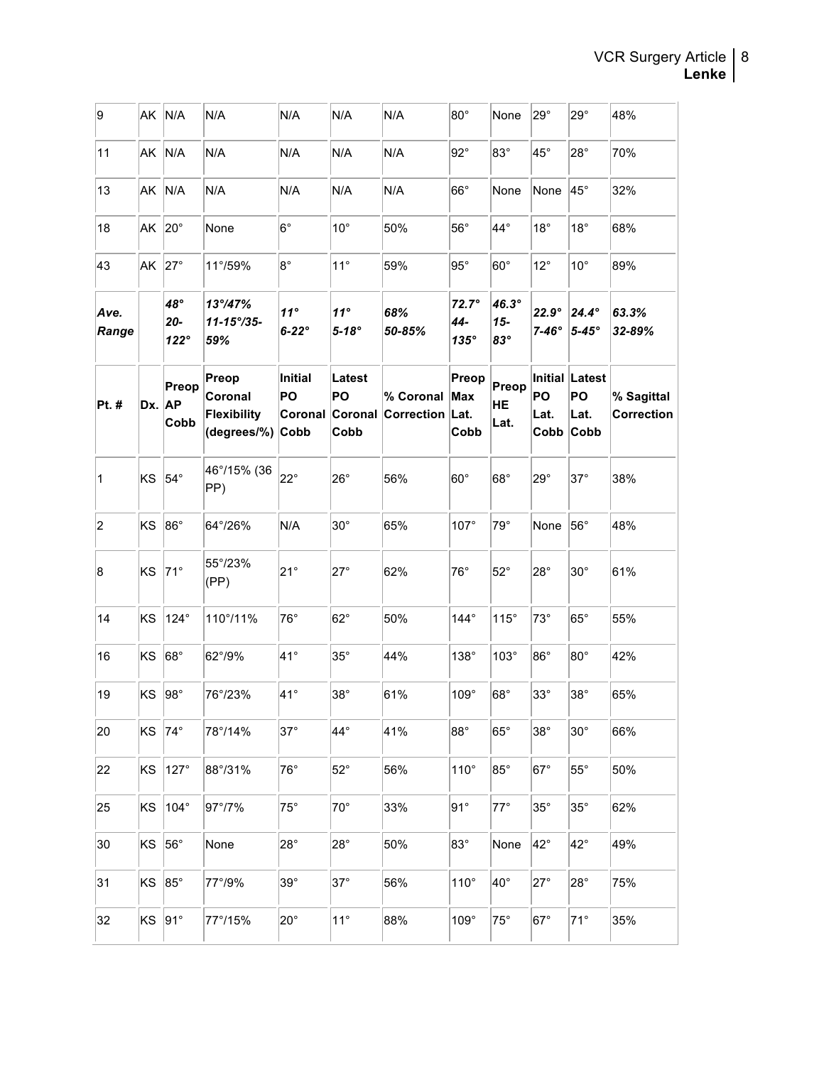| 9 | AK | N/A | N/A | N/A | N/A | N/A | 80° | None | 29° | 29° | 48% |
|---|---|---|---|---|---|---|---|---|---|---|---|
| 11 | AK | N/A | N/A | N/A | N/A | N/A | 92° | 83° | 45° | 28° | 70% |
| 13 | AK | N/A | N/A | N/A | N/A | N/A | 66° | None | None | 45° | 32% |
| 18 | AK | 20° | None | 6° | 10° | 50% | 56° | 44° | 18° | 18° | 68% |
| 43 | AK | 27° | 11°/59% | 8° | 11° | 59% | 95° | 60° | 12° | 10° | 89% |
| ***Ave. Range*** | | ***48° 20-122°*** | ***13°/47% 11-15°/35-59%*** | ***11° 6-22°*** | ***11° 5-18°*** | ***68% 50-85%*** | ***72.7° 44-135°*** | ***46.3° 15-83°*** | ***22.9° 7-46°*** | ***24.4° 5-45°*** | ***63.3% 32-89%*** |
| **Pt. #** | **Dx.** | **Preop AP Cobb** | **Preop Coronal Flexibility (degrees/%)** | **Initial PO Coronal Cobb** | **Latest PO Coronal Cobb** | **% Coronal Correction** | **Preop Max Lat. Cobb** | **Preop HE Lat.** | **Initial PO Lat. Cobb** | **Latest PO Lat. Cobb** | **% Sagittal Correction** |
| 1 | KS | 54° | 46°/15% (36 PP) | 22° | 26° | 56% | 60° | 68° | 29° | 37° | 38% |
| 2 | KS | 86° | 64°/26% | N/A | 30° | 65% | 107° | 79° | None | 56° | 48% |
| 8 | KS | 71° | 55°/23% (PP) | 21° | 27° | 62% | 76° | 52° | 28° | 30° | 61% |
| 14 | KS | 124° | 110°/11% | 76° | 62° | 50% | 144° | 115° | 73° | 65° | 55% |
| 16 | KS | 68° | 62°/9% | 41° | 35° | 44% | 138° | 103° | 86° | 80° | 42% |
| 19 | KS | 98° | 76°/23% | 41° | 38° | 61% | 109° | 68° | 33° | 38° | 65% |
| 20 | KS | 74° | 78°/14% | 37° | 44° | 41% | 88° | 65° | 38° | 30° | 66% |
| 22 | KS | 127° | 88°/31% | 76° | 52° | 56% | 110° | 85° | 67° | 55° | 50% |
| 25 | KS | 104° | 97°/7% | 75° | 70° | 33% | 91° | 77° | 35° | 35° | 62% |
| 30 | KS | 56° | None | 28° | 28° | 50% | 83° | None | 42° | 42° | 49% |
| 31 | KS | 85° | 77°/9% | 39° | 37° | 56% | 110° | 40° | 27° | 28° | 75% |
| 32 | KS | 91° | 77°/15% | 20° | 11° | 88% | 109° | 75° | 67° | 71° | 35% |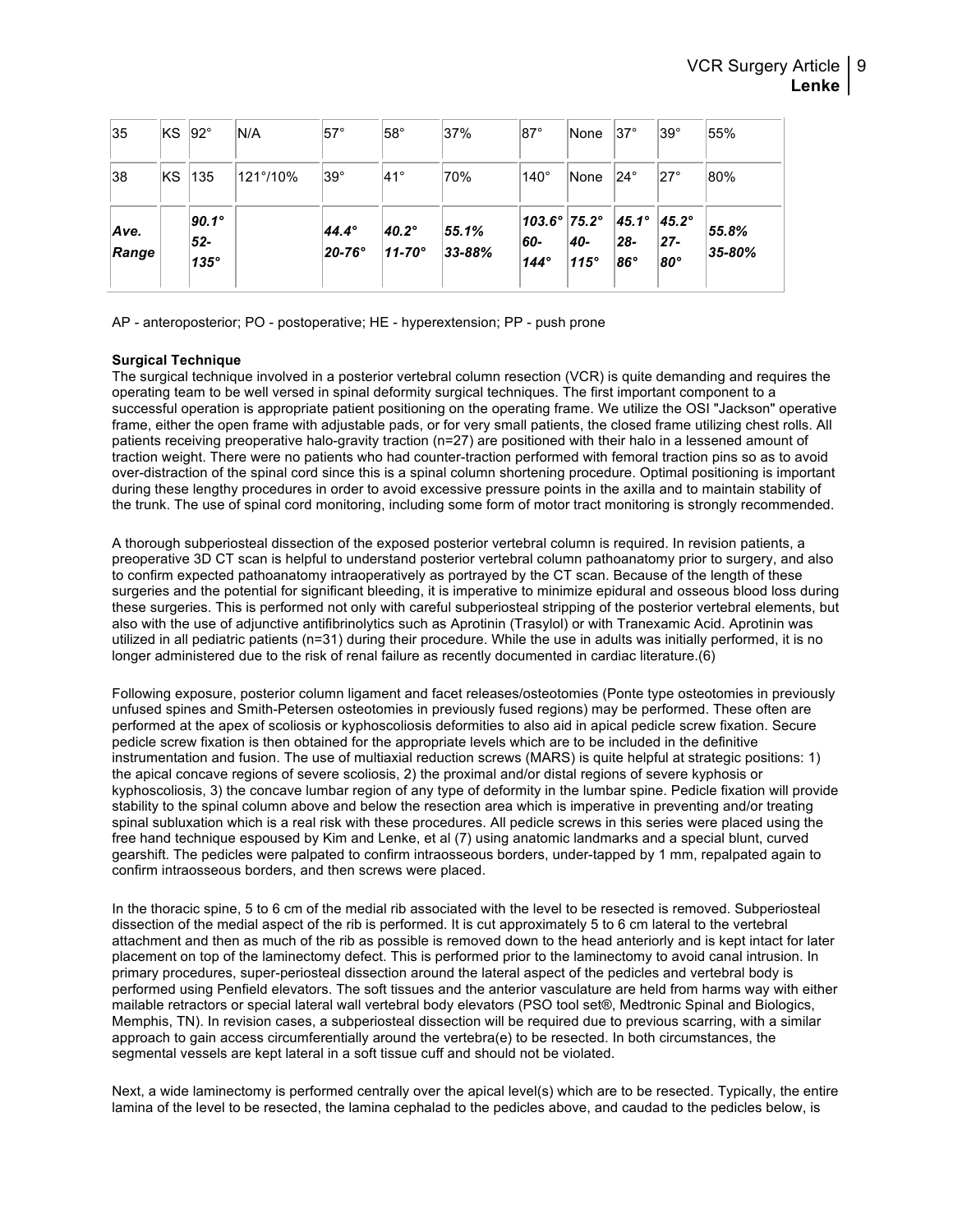| 35 | KS | 92° | N/A | 57° | 58° | 37% | 87° | None | 37° | 39° | 55% |
|---|---|---|---|---|---|---|---|---|---|---|---|
| 38 | KS | 135 | 121°/10% | 39° | 41° | 70% | 140° | None | 24° | 27° | 80% |
| ***Ave. Range*** | | ***90.1° 52-135°*** | | ***44.4° 20-76°*** | ***40.2° 11-70°*** | ***55.1% 33-88%*** | ***103.6° 60-144°*** | ***75.2° 40-115°*** | ***45.1° 28-86°*** | ***45.2° 27-80°*** | ***55.8% 35-80%*** |

AP - anteroposterior; PO - postoperative; HE - hyperextension; PP - push prone

**Surgical Technique**

The surgical technique involved in a posterior vertebral column resection (VCR) is quite demanding and requires the operating team to be well versed in spinal deformity surgical techniques. The first important component to a successful operation is appropriate patient positioning on the operating frame. We utilize the OSI "Jackson" operative frame, either the open frame with adjustable pads, or for very small patients, the closed frame utilizing chest rolls. All patients receiving preoperative halo-gravity traction (n=27) are positioned with their halo in a lessened amount of traction weight. There were no patients who had counter-traction performed with femoral traction pins so as to avoid over-distraction of the spinal cord since this is a spinal column shortening procedure. Optimal positioning is important during these lengthy procedures in order to avoid excessive pressure points in the axilla and to maintain stability of the trunk. The use of spinal cord monitoring, including some form of motor tract monitoring is strongly recommended.

A thorough subperiosteal dissection of the exposed posterior vertebral column is required. In revision patients, a preoperative 3D CT scan is helpful to understand posterior vertebral column pathoanatomy prior to surgery, and also to confirm expected pathoanatomy intraoperatively as portrayed by the CT scan. Because of the length of these surgeries and the potential for significant bleeding, it is imperative to minimize epidural and osseous blood loss during these surgeries. This is performed not only with careful subperiosteal stripping of the posterior vertebral elements, but also with the use of adjunctive antifibrinolytics such as Aprotinin (Trasylol) or with Tranexamic Acid. Aprotinin was utilized in all pediatric patients (n=31) during their procedure. While the use in adults was initially performed, it is no longer administered due to the risk of renal failure as recently documented in cardiac literature.(6)

Following exposure, posterior column ligament and facet releases/osteotomies (Ponte type osteotomies in previously unfused spines and Smith-Petersen osteotomies in previously fused regions) may be performed. These often are performed at the apex of scoliosis or kyphoscoliosis deformities to also aid in apical pedicle screw fixation. Secure pedicle screw fixation is then obtained for the appropriate levels which are to be included in the definitive instrumentation and fusion. The use of multiaxial reduction screws (MARS) is quite helpful at strategic positions: 1) the apical concave regions of severe scoliosis, 2) the proximal and/or distal regions of severe kyphosis or kyphoscoliosis, 3) the concave lumbar region of any type of deformity in the lumbar spine. Pedicle fixation will provide stability to the spinal column above and below the resection area which is imperative in preventing and/or treating spinal subluxation which is a real risk with these procedures. All pedicle screws in this series were placed using the free hand technique espoused by Kim and Lenke, et al (7) using anatomic landmarks and a special blunt, curved gearshift. The pedicles were palpated to confirm intraosseous borders, under-tapped by 1 mm, repalpated again to confirm intraosseous borders, and then screws were placed.

In the thoracic spine, 5 to 6 cm of the medial rib associated with the level to be resected is removed. Subperiosteal dissection of the medial aspect of the rib is performed. It is cut approximately 5 to 6 cm lateral to the vertebral attachment and then as much of the rib as possible is removed down to the head anteriorly and is kept intact for later placement on top of the laminectomy defect. This is performed prior to the laminectomy to avoid canal intrusion. In primary procedures, super-periosteal dissection around the lateral aspect of the pedicles and vertebral body is performed using Penfield elevators. The soft tissues and the anterior vasculature are held from harms way with either mailable retractors or special lateral wall vertebral body elevators (PSO tool set®, Medtronic Spinal and Biologics, Memphis, TN). In revision cases, a subperiosteal dissection will be required due to previous scarring, with a similar approach to gain access circumferentially around the vertebra(e) to be resected. In both circumstances, the segmental vessels are kept lateral in a soft tissue cuff and should not be violated.

Next, a wide laminectomy is performed centrally over the apical level(s) which are to be resected. Typically, the entire lamina of the level to be resected, the lamina cephalad to the pedicles above, and caudad to the pedicles below, is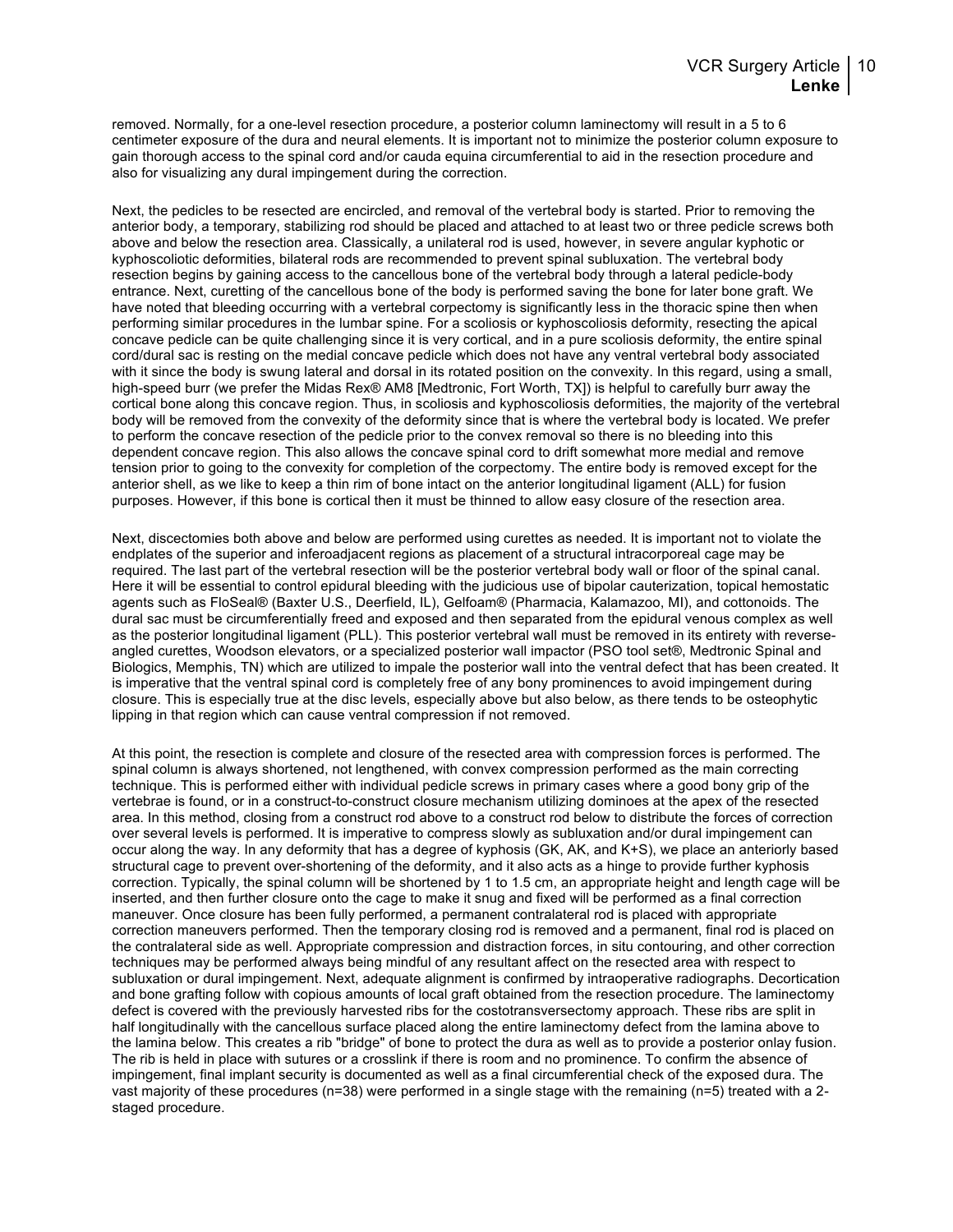removed. Normally, for a one-level resection procedure, a posterior column laminectomy will result in a 5 to 6 centimeter exposure of the dura and neural elements. It is important not to minimize the posterior column exposure to gain thorough access to the spinal cord and/or cauda equina circumferential to aid in the resection procedure and also for visualizing any dural impingement during the correction.

Next, the pedicles to be resected are encircled, and removal of the vertebral body is started. Prior to removing the anterior body, a temporary, stabilizing rod should be placed and attached to at least two or three pedicle screws both above and below the resection area. Classically, a unilateral rod is used, however, in severe angular kyphotic or kyphoscoliotic deformities, bilateral rods are recommended to prevent spinal subluxation. The vertebral body resection begins by gaining access to the cancellous bone of the vertebral body through a lateral pedicle-body entrance. Next, curetting of the cancellous bone of the body is performed saving the bone for later bone graft. We have noted that bleeding occurring with a vertebral corpectomy is significantly less in the thoracic spine then when performing similar procedures in the lumbar spine. For a scoliosis or kyphoscoliosis deformity, resecting the apical concave pedicle can be quite challenging since it is very cortical, and in a pure scoliosis deformity, the entire spinal cord/dural sac is resting on the medial concave pedicle which does not have any ventral vertebral body associated with it since the body is swung lateral and dorsal in its rotated position on the convexity. In this regard, using a small, high-speed burr (we prefer the Midas Rex® AM8 [Medtronic, Fort Worth, TX]) is helpful to carefully burr away the cortical bone along this concave region. Thus, in scoliosis and kyphoscoliosis deformities, the majority of the vertebral body will be removed from the convexity of the deformity since that is where the vertebral body is located. We prefer to perform the concave resection of the pedicle prior to the convex removal so there is no bleeding into this dependent concave region. This also allows the concave spinal cord to drift somewhat more medial and remove tension prior to going to the convexity for completion of the corpectomy. The entire body is removed except for the anterior shell, as we like to keep a thin rim of bone intact on the anterior longitudinal ligament (ALL) for fusion purposes. However, if this bone is cortical then it must be thinned to allow easy closure of the resection area.

Next, discectomies both above and below are performed using curettes as needed. It is important not to violate the endplates of the superior and inferoadjacent regions as placement of a structural intracorporeal cage may be required. The last part of the vertebral resection will be the posterior vertebral body wall or floor of the spinal canal. Here it will be essential to control epidural bleeding with the judicious use of bipolar cauterization, topical hemostatic agents such as FloSeal® (Baxter U.S., Deerfield, IL), Gelfoam® (Pharmacia, Kalamazoo, MI), and cottonoids. The dural sac must be circumferentially freed and exposed and then separated from the epidural venous complex as well as the posterior longitudinal ligament (PLL). This posterior vertebral wall must be removed in its entirety with reverse-angled curettes, Woodson elevators, or a specialized posterior wall impactor (PSO tool set®, Medtronic Spinal and Biologics, Memphis, TN) which are utilized to impale the posterior wall into the ventral defect that has been created. It is imperative that the ventral spinal cord is completely free of any bony prominences to avoid impingement during closure. This is especially true at the disc levels, especially above but also below, as there tends to be osteophytic lipping in that region which can cause ventral compression if not removed.

At this point, the resection is complete and closure of the resected area with compression forces is performed. The spinal column is always shortened, not lengthened, with convex compression performed as the main correcting technique. This is performed either with individual pedicle screws in primary cases where a good bony grip of the vertebrae is found, or in a construct-to-construct closure mechanism utilizing dominoes at the apex of the resected area. In this method, closing from a construct rod above to a construct rod below to distribute the forces of correction over several levels is performed. It is imperative to compress slowly as subluxation and/or dural impingement can occur along the way. In any deformity that has a degree of kyphosis (GK, AK, and K+S), we place an anteriorly based structural cage to prevent over-shortening of the deformity, and it also acts as a hinge to provide further kyphosis correction. Typically, the spinal column will be shortened by 1 to 1.5 cm, an appropriate height and length cage will be inserted, and then further closure onto the cage to make it snug and fixed will be performed as a final correction maneuver. Once closure has been fully performed, a permanent contralateral rod is placed with appropriate correction maneuvers performed. Then the temporary closing rod is removed and a permanent, final rod is placed on the contralateral side as well. Appropriate compression and distraction forces, in situ contouring, and other correction techniques may be performed always being mindful of any resultant affect on the resected area with respect to subluxation or dural impingement. Next, adequate alignment is confirmed by intraoperative radiographs. Decortication and bone grafting follow with copious amounts of local graft obtained from the resection procedure. The laminectomy defect is covered with the previously harvested ribs for the costotransversectomy approach. These ribs are split in half longitudinally with the cancellous surface placed along the entire laminectomy defect from the lamina above to the lamina below. This creates a rib "bridge" of bone to protect the dura as well as to provide a posterior onlay fusion. The rib is held in place with sutures or a crosslink if there is room and no prominence. To confirm the absence of impingement, final implant security is documented as well as a final circumferential check of the exposed dura. The vast majority of these procedures (n=38) were performed in a single stage with the remaining (n=5) treated with a 2-staged procedure.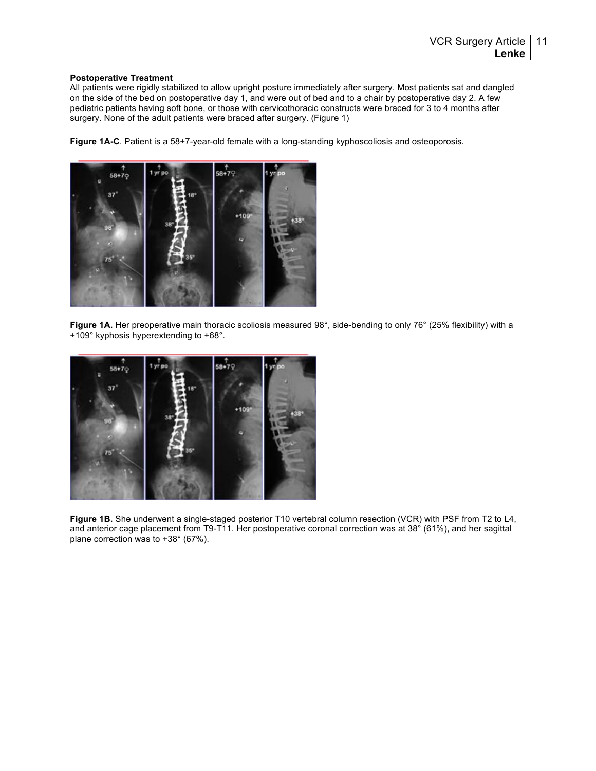**Postoperative Treatment**

All patients were rigidly stabilized to allow upright posture immediately after surgery. Most patients sat and dangled on the side of the bed on postoperative day 1, and were out of bed and to a chair by postoperative day 2. A few pediatric patients having soft bone, or those with cervicothoracic constructs were braced for 3 to 4 months after surgery. None of the adult patients were braced after surgery. (Figure 1)

**Figure 1A-C**. Patient is a 58+7-year-old female with a long-standing kyphoscoliosis and osteoporosis.

**Figure 1A.** Her preoperative main thoracic scoliosis measured 98°, side-bending to only 76° (25% flexibility) with a +109° kyphosis hyperextending to +68°.

**Figure 1B.** She underwent a single-staged posterior T10 vertebral column resection (VCR) with PSF from T2 to L4, and anterior cage placement from T9-T11. Her postoperative coronal correction was at 38° (61%), and her sagittal plane correction was to +38° (67%).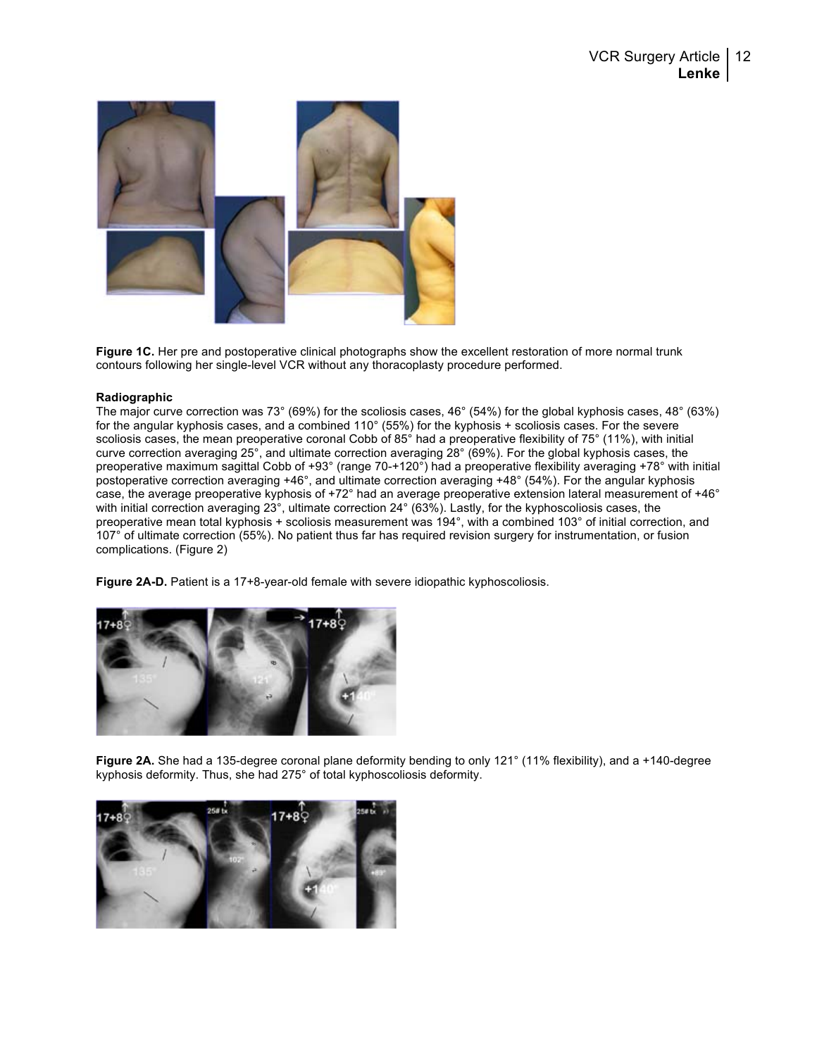**Figure 1C.** Her pre and postoperative clinical photographs show the excellent restoration of more normal trunk contours following her single-level VCR without any thoracoplasty procedure performed.

**Radiographic**

The major curve correction was 73° (69%) for the scoliosis cases, 46° (54%) for the global kyphosis cases, 48° (63%) for the angular kyphosis cases, and a combined 110° (55%) for the kyphosis + scoliosis cases. For the severe scoliosis cases, the mean preoperative coronal Cobb of 85° had a preoperative flexibility of 75° (11%), with initial curve correction averaging 25°, and ultimate correction averaging 28° (69%). For the global kyphosis cases, the preoperative maximum sagittal Cobb of +93° (range 70-+120°) had a preoperative flexibility averaging +78° with initial postoperative correction averaging +46°, and ultimate correction averaging +48° (54%). For the angular kyphosis case, the average preoperative kyphosis of +72° had an average preoperative extension lateral measurement of +46° with initial correction averaging 23°, ultimate correction 24° (63%). Lastly, for the kyphoscoliosis cases, the preoperative mean total kyphosis + scoliosis measurement was 194°, with a combined 103° of initial correction, and 107° of ultimate correction (55%). No patient thus far has required revision surgery for instrumentation, or fusion complications. (Figure 2)

**Figure 2A-D.** Patient is a 17+8-year-old female with severe idiopathic kyphoscoliosis.

**Figure 2A.** She had a 135-degree coronal plane deformity bending to only 121° (11% flexibility), and a +140-degree kyphosis deformity. Thus, she had 275° of total kyphoscoliosis deformity.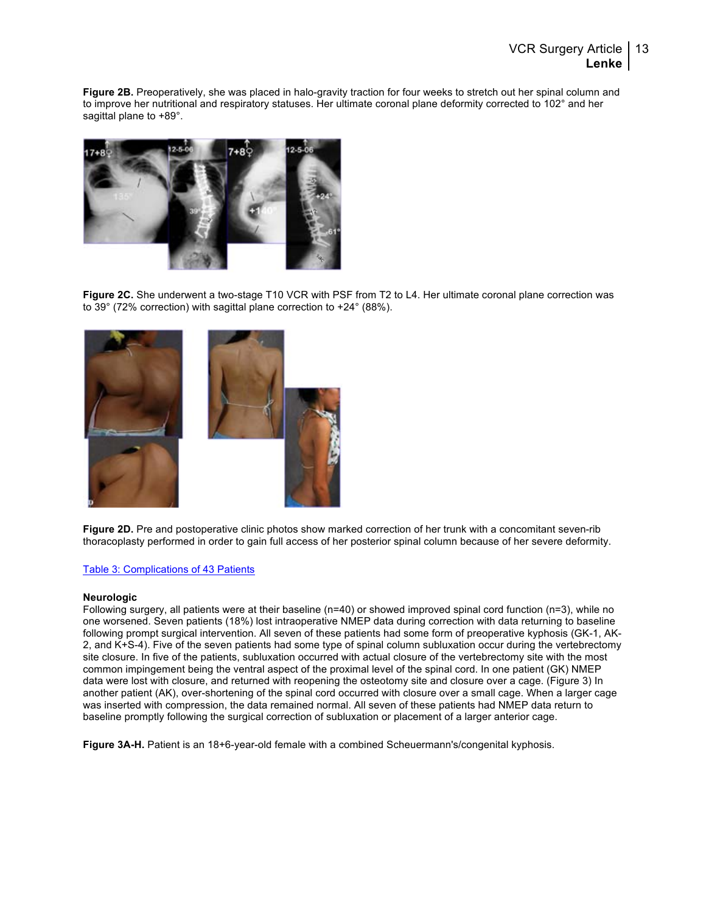**Figure 2B.** Preoperatively, she was placed in halo-gravity traction for four weeks to stretch out her spinal column and to improve her nutritional and respiratory statuses. Her ultimate coronal plane deformity corrected to 102° and her sagittal plane to +89°.

**Figure 2C.** She underwent a two-stage T10 VCR with PSF from T2 to L4. Her ultimate coronal plane correction was to 39° (72% correction) with sagittal plane correction to +24° (88%).

**Figure 2D.** Pre and postoperative clinic photos show marked correction of her trunk with a concomitant seven-rib thoracoplasty performed in order to gain full access of her posterior spinal column because of her severe deformity.

Table 3: Complications of 43 Patients

**Neurologic**

Following surgery, all patients were at their baseline (n=40) or showed improved spinal cord function (n=3), while no one worsened. Seven patients (18%) lost intraoperative NMEP data during correction with data returning to baseline following prompt surgical intervention. All seven of these patients had some form of preoperative kyphosis (GK-1, AK-2, and K+S-4). Five of the seven patients had some type of spinal column subluxation occur during the vertebrectomy site closure. In five of the patients, subluxation occurred with actual closure of the vertebrectomy site with the most common impingement being the ventral aspect of the proximal level of the spinal cord. In one patient (GK) NMEP data were lost with closure, and returned with reopening the osteotomy site and closure over a cage. (Figure 3) In another patient (AK), over-shortening of the spinal cord occurred with closure over a small cage. When a larger cage was inserted with compression, the data remained normal. All seven of these patients had NMEP data return to baseline promptly following the surgical correction of subluxation or placement of a larger anterior cage.

**Figure 3A-H.** Patient is an 18+6-year-old female with a combined Scheuermann's/congenital kyphosis.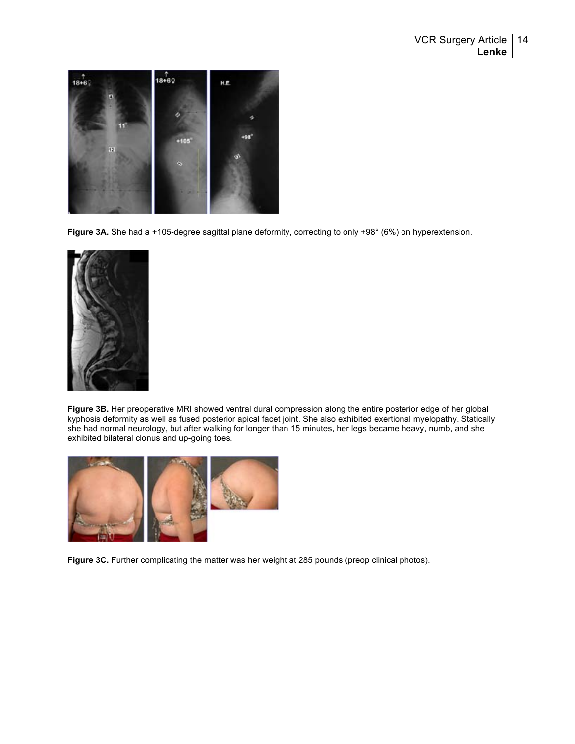**Figure 3A.** She had a +105-degree sagittal plane deformity, correcting to only +98° (6%) on hyperextension.

**Figure 3B.** Her preoperative MRI showed ventral dural compression along the entire posterior edge of her global kyphosis deformity as well as fused posterior apical facet joint. She also exhibited exertional myelopathy. Statically she had normal neurology, but after walking for longer than 15 minutes, her legs became heavy, numb, and she exhibited bilateral clonus and up-going toes.

**Figure 3C.** Further complicating the matter was her weight at 285 pounds (preop clinical photos).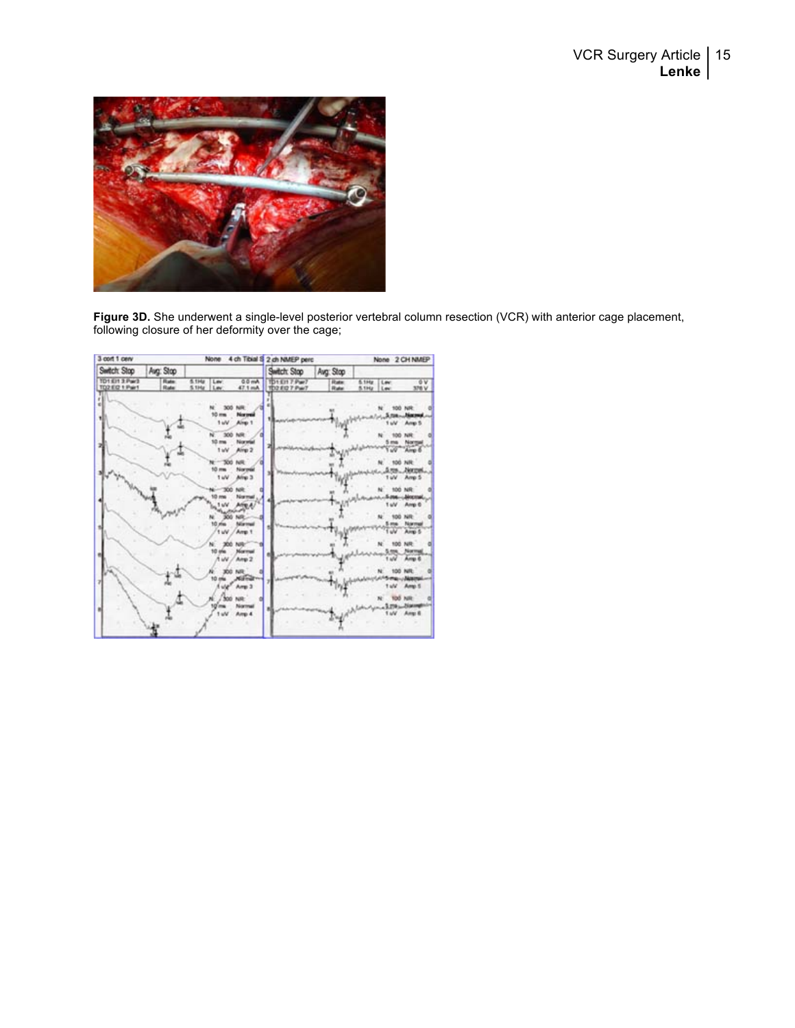**Figure 3D.** She underwent a single-level posterior vertebral column resection (VCR) with anterior cage placement, following closure of her deformity over the cage;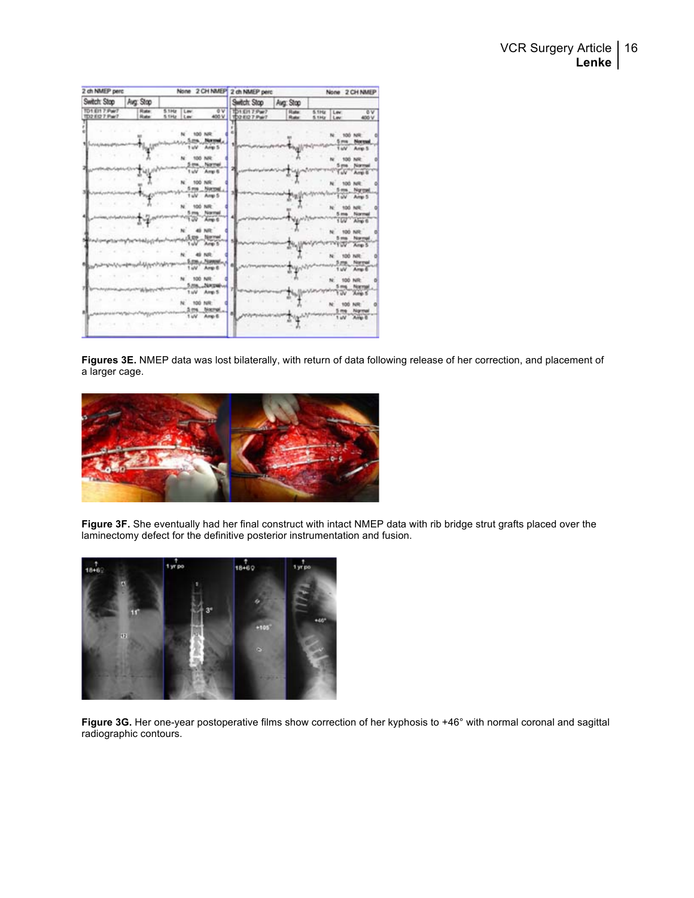**Figures 3E.** NMEP data was lost bilaterally, with return of data following release of her correction, and placement of a larger cage.

**Figure 3F.** She eventually had her final construct with intact NMEP data with rib bridge strut grafts placed over the laminectomy defect for the definitive posterior instrumentation and fusion.

**Figure 3G.** Her one-year postoperative films show correction of her kyphosis to +46° with normal coronal and sagittal radiographic contours.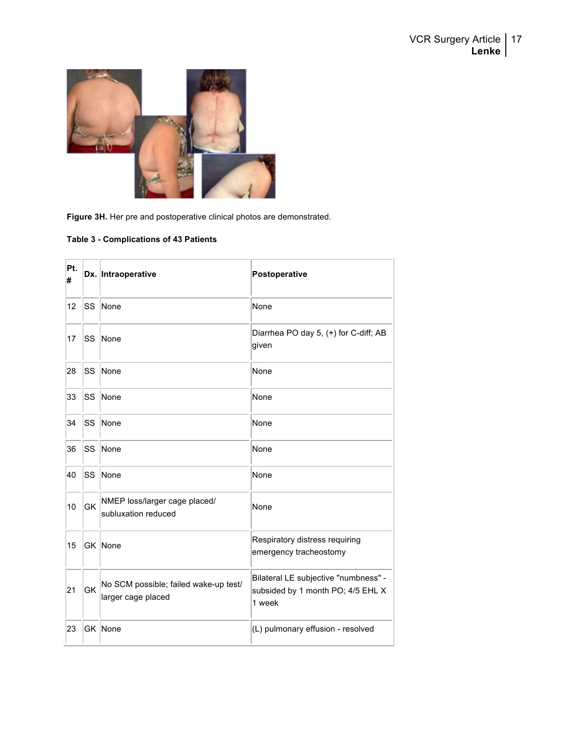**Figure 3H.** Her pre and postoperative clinical photos are demonstrated.

**Table 3 - Complications of 43 Patients**

| Pt. # | Dx. | Intraoperative | Postoperative |
|---|---|---|---|
| 12 | SS | None | None |
| 17 | SS | None | Diarrhea PO day 5, (+) for C-diff; AB given |
| 28 | SS | None | None |
| 33 | SS | None | None |
| 34 | SS | None | None |
| 36 | SS | None | None |
| 40 | SS | None | None |
| 10 | GK | NMEP loss/larger cage placed/ subluxation reduced | None |
| 15 | GK | None | Respiratory distress requiring emergency tracheostomy |
| 21 | GK | No SCM possible; failed wake-up test/ larger cage placed | Bilateral LE subjective "numbness" - subsided by 1 month PO; 4/5 EHL X 1 week |
| 23 | GK | None | (L) pulmonary effusion - resolved |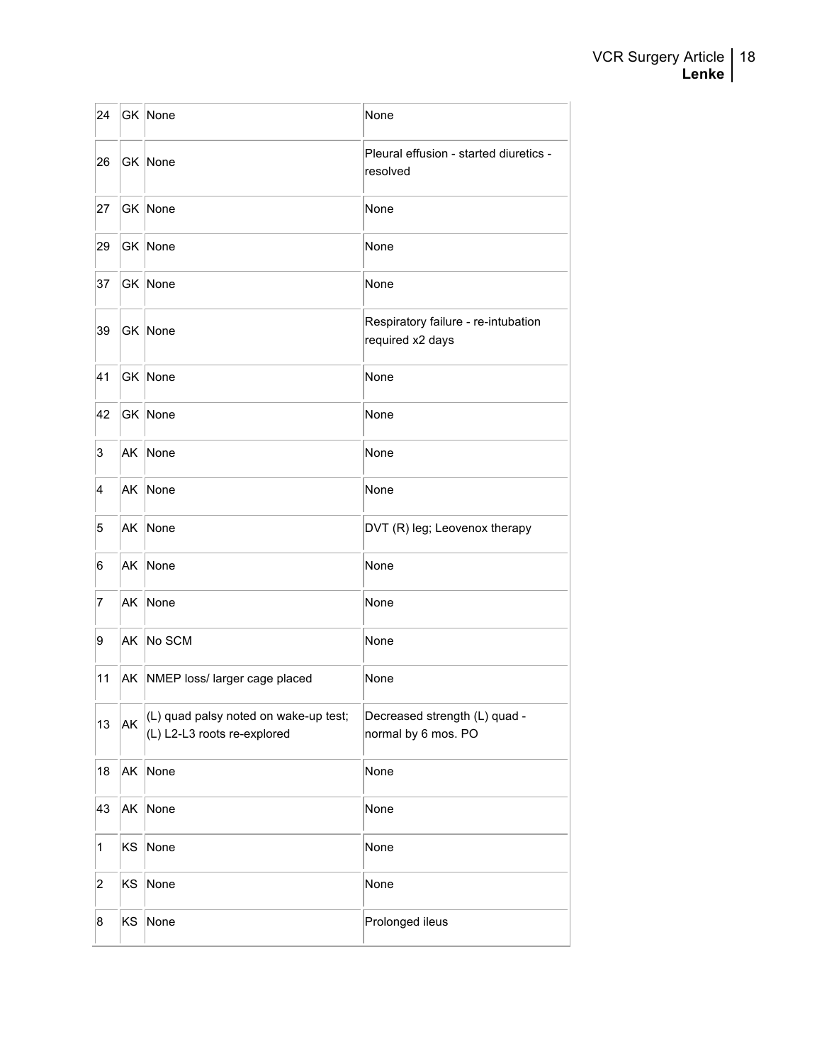| | | | |
|---|---|---|---|
| 24 | GK | None | None |
| 26 | GK | None | Pleural effusion - started diuretics - resolved |
| 27 | GK | None | None |
| 29 | GK | None | None |
| 37 | GK | None | None |
| 39 | GK | None | Respiratory failure - re-intubation required x2 days |
| 41 | GK | None | None |
| 42 | GK | None | None |
| 3 | AK | None | None |
| 4 | AK | None | None |
| 5 | AK | None | DVT (R) leg; Leovenox therapy |
| 6 | AK | None | None |
| 7 | AK | None | None |
| 9 | AK | No SCM | None |
| 11 | AK | NMEP loss/ larger cage placed | None |
| 13 | AK | (L) quad palsy noted on wake-up test; (L) L2-L3 roots re-explored | Decreased strength (L) quad - normal by 6 mos. PO |
| 18 | AK | None | None |
| 43 | AK | None | None |
| 1 | KS | None | None |
| 2 | KS | None | None |
| 8 | KS | None | Prolonged ileus |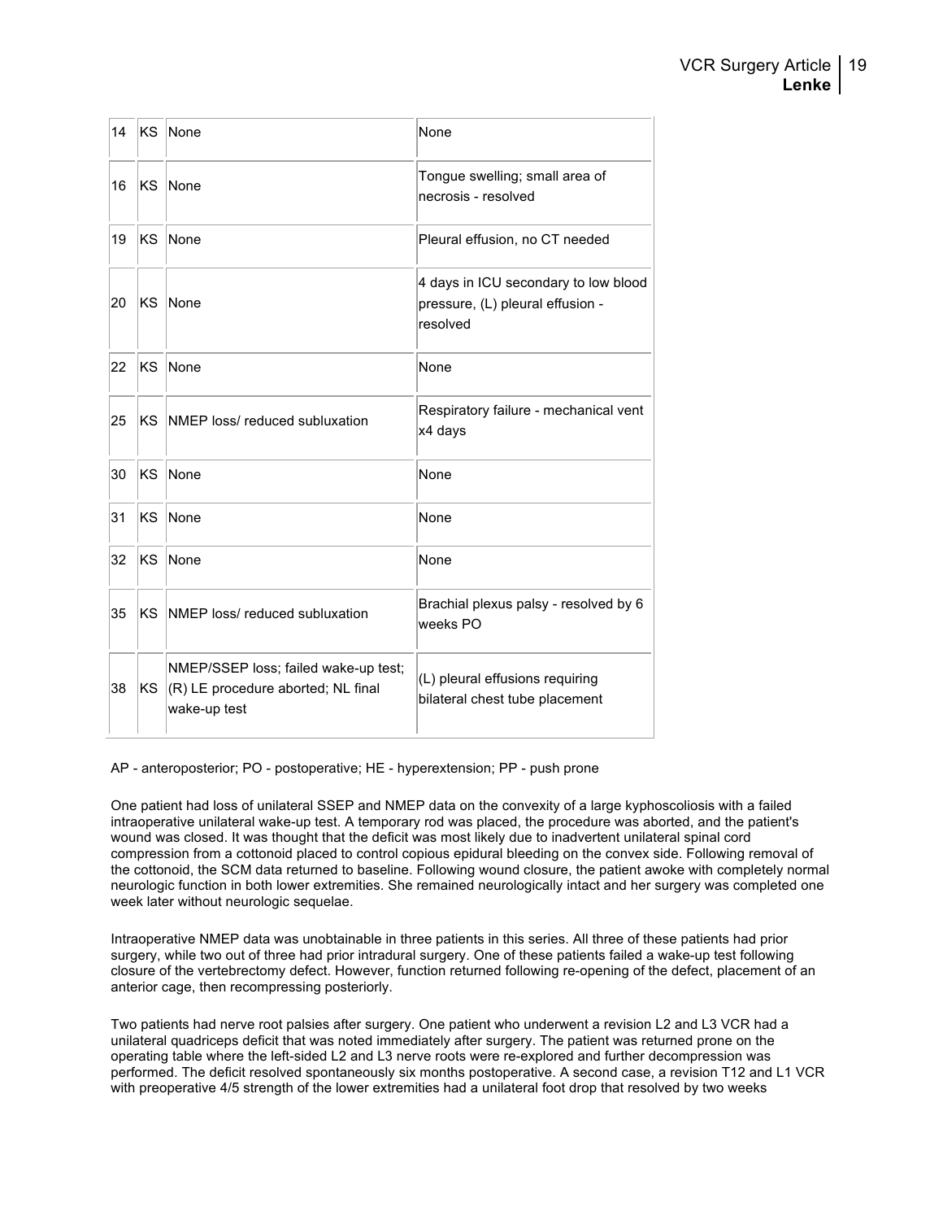| 14 | KS | None | None |
|---|---|---|---|
| 16 | KS | None | Tongue swelling; small area of necrosis - resolved |
| 19 | KS | None | Pleural effusion, no CT needed |
| 20 | KS | None | 4 days in ICU secondary to low blood pressure, (L) pleural effusion - resolved |
| 22 | KS | None | None |
| 25 | KS | NMEP loss/ reduced subluxation | Respiratory failure - mechanical vent x4 days |
| 30 | KS | None | None |
| 31 | KS | None | None |
| 32 | KS | None | None |
| 35 | KS | NMEP loss/ reduced subluxation | Brachial plexus palsy - resolved by 6 weeks PO |
| 38 | KS | NMEP/SSEP loss; failed wake-up test; (R) LE procedure aborted; NL final wake-up test | (L) pleural effusions requiring bilateral chest tube placement |

AP - anteroposterior; PO - postoperative; HE - hyperextension; PP - push prone

One patient had loss of unilateral SSEP and NMEP data on the convexity of a large kyphoscoliosis with a failed intraoperative unilateral wake-up test. A temporary rod was placed, the procedure was aborted, and the patient's wound was closed. It was thought that the deficit was most likely due to inadvertent unilateral spinal cord compression from a cottonoid placed to control copious epidural bleeding on the convex side. Following removal of the cottonoid, the SCM data returned to baseline. Following wound closure, the patient awoke with completely normal neurologic function in both lower extremities. She remained neurologically intact and her surgery was completed one week later without neurologic sequelae.

Intraoperative NMEP data was unobtainable in three patients in this series. All three of these patients had prior surgery, while two out of three had prior intradural surgery. One of these patients failed a wake-up test following closure of the vertebrectomy defect. However, function returned following re-opening of the defect, placement of an anterior cage, then recompressing posteriorly.

Two patients had nerve root palsies after surgery. One patient who underwent a revision L2 and L3 VCR had a unilateral quadriceps deficit that was noted immediately after surgery. The patient was returned prone on the operating table where the left-sided L2 and L3 nerve roots were re-explored and further decompression was performed. The deficit resolved spontaneously six months postoperative. A second case, a revision T12 and L1 VCR with preoperative 4/5 strength of the lower extremities had a unilateral foot drop that resolved by two weeks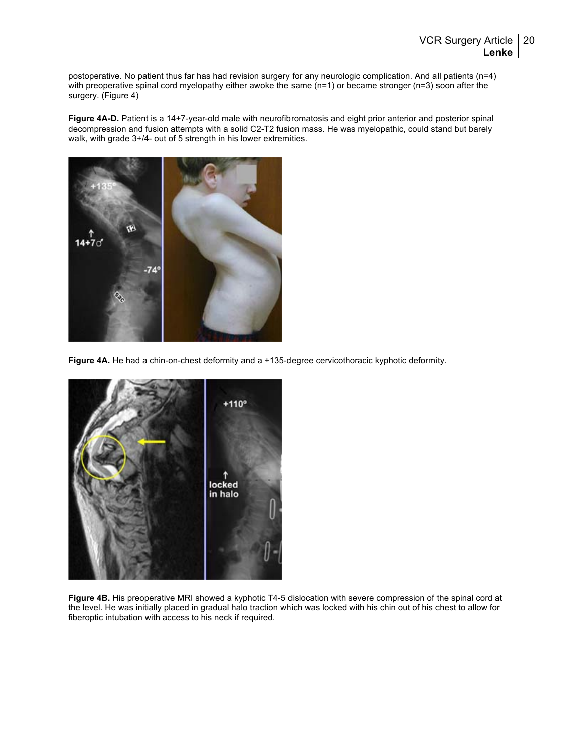postoperative. No patient thus far has had revision surgery for any neurologic complication. And all patients (n=4) with preoperative spinal cord myelopathy either awoke the same (n=1) or became stronger (n=3) soon after the surgery. (Figure 4)

**Figure 4A-D.** Patient is a 14+7-year-old male with neurofibromatosis and eight prior anterior and posterior spinal decompression and fusion attempts with a solid C2-T2 fusion mass. He was myelopathic, could stand but barely walk, with grade 3+/4- out of 5 strength in his lower extremities.

**Figure 4A.** He had a chin-on-chest deformity and a +135-degree cervicothoracic kyphotic deformity.

**Figure 4B.** His preoperative MRI showed a kyphotic T4-5 dislocation with severe compression of the spinal cord at the level. He was initially placed in gradual halo traction which was locked with his chin out of his chest to allow for fiberoptic intubation with access to his neck if required.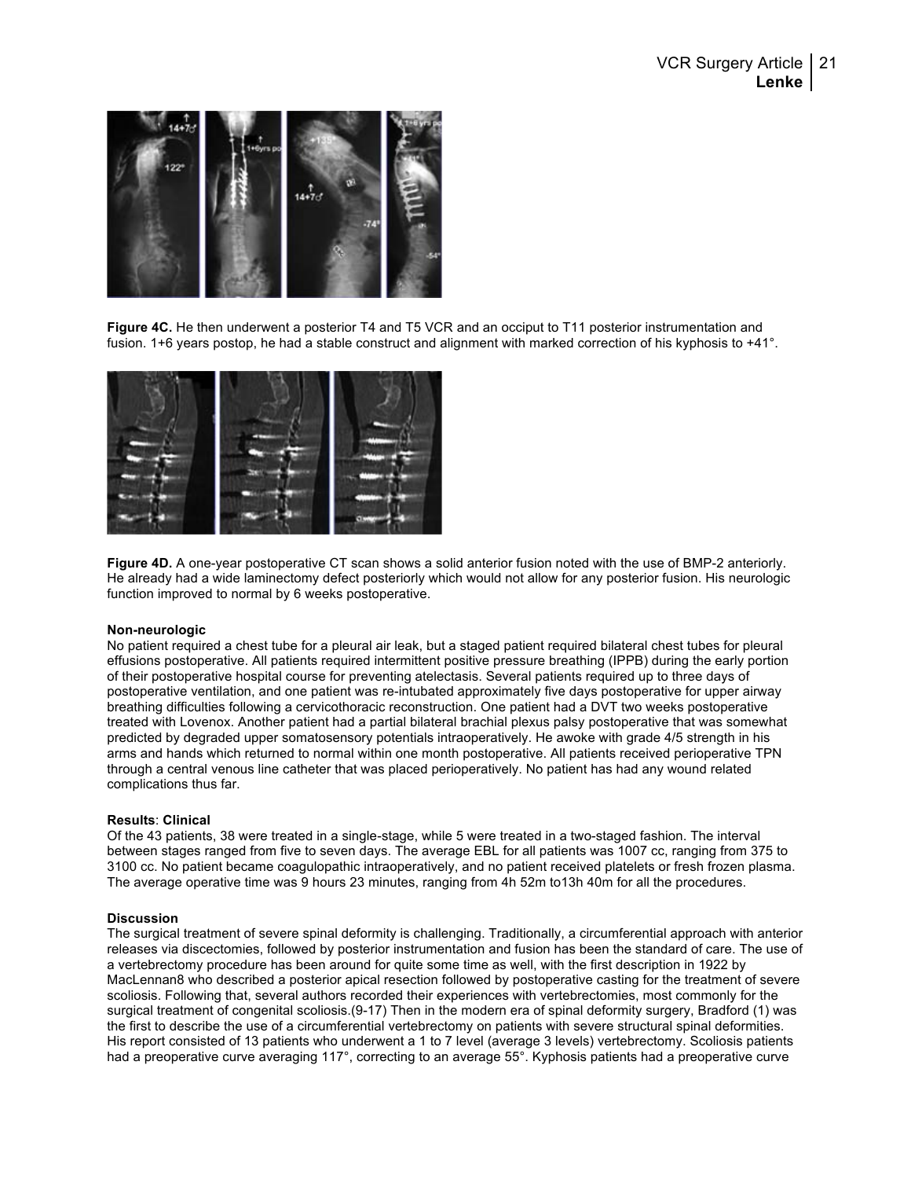**Figure 4C.** He then underwent a posterior T4 and T5 VCR and an occiput to T11 posterior instrumentation and fusion. 1+6 years postop, he had a stable construct and alignment with marked correction of his kyphosis to +41°.

**Figure 4D.** A one-year postoperative CT scan shows a solid anterior fusion noted with the use of BMP-2 anteriorly. He already had a wide laminectomy defect posteriorly which would not allow for any posterior fusion. His neurologic function improved to normal by 6 weeks postoperative.

**Non-neurologic**

No patient required a chest tube for a pleural air leak, but a staged patient required bilateral chest tubes for pleural effusions postoperative. All patients required intermittent positive pressure breathing (IPPB) during the early portion of their postoperative hospital course for preventing atelectasis. Several patients required up to three days of postoperative ventilation, and one patient was re-intubated approximately five days postoperative for upper airway breathing difficulties following a cervicothoracic reconstruction. One patient had a DVT two weeks postoperative treated with Lovenox. Another patient had a partial bilateral brachial plexus palsy postoperative that was somewhat predicted by degraded upper somatosensory potentials intraoperatively. He awoke with grade 4/5 strength in his arms and hands which returned to normal within one month postoperative. All patients received perioperative TPN through a central venous line catheter that was placed perioperatively. No patient has had any wound related complications thus far.

**Results**: **Clinical**

Of the 43 patients, 38 were treated in a single-stage, while 5 were treated in a two-staged fashion. The interval between stages ranged from five to seven days. The average EBL for all patients was 1007 cc, ranging from 375 to 3100 cc. No patient became coagulopathic intraoperatively, and no patient received platelets or fresh frozen plasma. The average operative time was 9 hours 23 minutes, ranging from 4h 52m to13h 40m for all the procedures.

**Discussion**

The surgical treatment of severe spinal deformity is challenging. Traditionally, a circumferential approach with anterior releases via discectomies, followed by posterior instrumentation and fusion has been the standard of care. The use of a vertebrectomy procedure has been around for quite some time as well, with the first description in 1922 by MacLennan8 who described a posterior apical resection followed by postoperative casting for the treatment of severe scoliosis. Following that, several authors recorded their experiences with vertebrectomies, most commonly for the surgical treatment of congenital scoliosis.(9-17) Then in the modern era of spinal deformity surgery, Bradford (1) was the first to describe the use of a circumferential vertebrectomy on patients with severe structural spinal deformities. His report consisted of 13 patients who underwent a 1 to 7 level (average 3 levels) vertebrectomy. Scoliosis patients had a preoperative curve averaging 117°, correcting to an average 55°. Kyphosis patients had a preoperative curve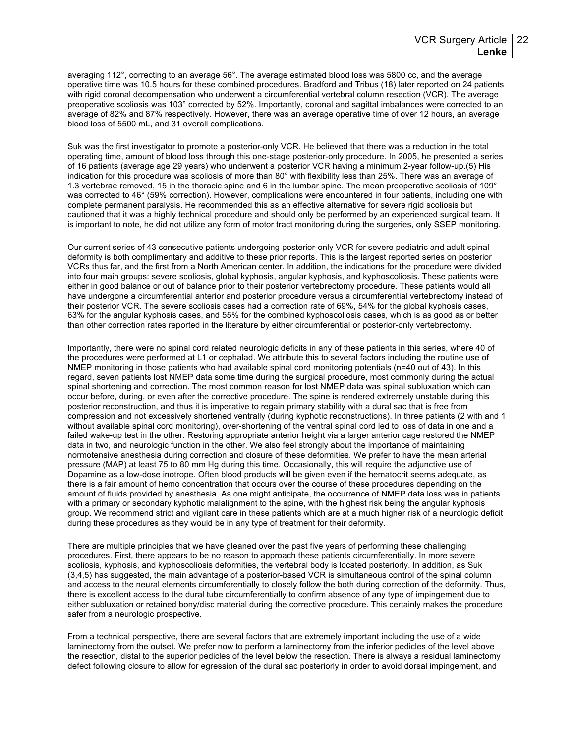averaging 112°, correcting to an average 56°. The average estimated blood loss was 5800 cc, and the average operative time was 10.5 hours for these combined procedures. Bradford and Tribus (18) later reported on 24 patients with rigid coronal decompensation who underwent a circumferential vertebral column resection (VCR). The average preoperative scoliosis was 103° corrected by 52%. Importantly, coronal and sagittal imbalances were corrected to an average of 82% and 87% respectively. However, there was an average operative time of over 12 hours, an average blood loss of 5500 mL, and 31 overall complications.

Suk was the first investigator to promote a posterior-only VCR. He believed that there was a reduction in the total operating time, amount of blood loss through this one-stage posterior-only procedure. In 2005, he presented a series of 16 patients (average age 29 years) who underwent a posterior VCR having a minimum 2-year follow-up.(5) His indication for this procedure was scoliosis of more than 80° with flexibility less than 25%. There was an average of 1.3 vertebrae removed, 15 in the thoracic spine and 6 in the lumbar spine. The mean preoperative scoliosis of 109° was corrected to 46° (59% correction). However, complications were encountered in four patients, including one with complete permanent paralysis. He recommended this as an effective alternative for severe rigid scoliosis but cautioned that it was a highly technical procedure and should only be performed by an experienced surgical team. It is important to note, he did not utilize any form of motor tract monitoring during the surgeries, only SSEP monitoring.

Our current series of 43 consecutive patients undergoing posterior-only VCR for severe pediatric and adult spinal deformity is both complimentary and additive to these prior reports. This is the largest reported series on posterior VCRs thus far, and the first from a North American center. In addition, the indications for the procedure were divided into four main groups: severe scoliosis, global kyphosis, angular kyphosis, and kyphoscoliosis. These patients were either in good balance or out of balance prior to their posterior vertebrectomy procedure. These patients would all have undergone a circumferential anterior and posterior procedure versus a circumferential vertebrectomy instead of their posterior VCR. The severe scoliosis cases had a correction rate of 69%, 54% for the global kyphosis cases, 63% for the angular kyphosis cases, and 55% for the combined kyphoscoliosis cases, which is as good as or better than other correction rates reported in the literature by either circumferential or posterior-only vertebrectomy.

Importantly, there were no spinal cord related neurologic deficits in any of these patients in this series, where 40 of the procedures were performed at L1 or cephalad. We attribute this to several factors including the routine use of NMEP monitoring in those patients who had available spinal cord monitoring potentials (n=40 out of 43). In this regard, seven patients lost NMEP data some time during the surgical procedure, most commonly during the actual spinal shortening and correction. The most common reason for lost NMEP data was spinal subluxation which can occur before, during, or even after the corrective procedure. The spine is rendered extremely unstable during this posterior reconstruction, and thus it is imperative to regain primary stability with a dural sac that is free from compression and not excessively shortened ventrally (during kyphotic reconstructions). In three patients (2 with and 1 without available spinal cord monitoring), over-shortening of the ventral spinal cord led to loss of data in one and a failed wake-up test in the other. Restoring appropriate anterior height via a larger anterior cage restored the NMEP data in two, and neurologic function in the other. We also feel strongly about the importance of maintaining normotensive anesthesia during correction and closure of these deformities. We prefer to have the mean arterial pressure (MAP) at least 75 to 80 mm Hg during this time. Occasionally, this will require the adjunctive use of Dopamine as a low-dose inotrope. Often blood products will be given even if the hematocrit seems adequate, as there is a fair amount of hemo concentration that occurs over the course of these procedures depending on the amount of fluids provided by anesthesia. As one might anticipate, the occurrence of NMEP data loss was in patients with a primary or secondary kyphotic malalignment to the spine, with the highest risk being the angular kyphosis group. We recommend strict and vigilant care in these patients which are at a much higher risk of a neurologic deficit during these procedures as they would be in any type of treatment for their deformity.

There are multiple principles that we have gleaned over the past five years of performing these challenging procedures. First, there appears to be no reason to approach these patients circumferentially. In more severe scoliosis, kyphosis, and kyphoscoliosis deformities, the vertebral body is located posteriorly. In addition, as Suk (3,4,5) has suggested, the main advantage of a posterior-based VCR is simultaneous control of the spinal column and access to the neural elements circumferentially to closely follow the both during correction of the deformity. Thus, there is excellent access to the dural tube circumferentially to confirm absence of any type of impingement due to either subluxation or retained bony/disc material during the corrective procedure. This certainly makes the procedure safer from a neurologic prospective.

From a technical perspective, there are several factors that are extremely important including the use of a wide laminectomy from the outset. We prefer now to perform a laminectomy from the inferior pedicles of the level above the resection, distal to the superior pedicles of the level below the resection. There is always a residual laminectomy defect following closure to allow for egression of the dural sac posteriorly in order to avoid dorsal impingement, and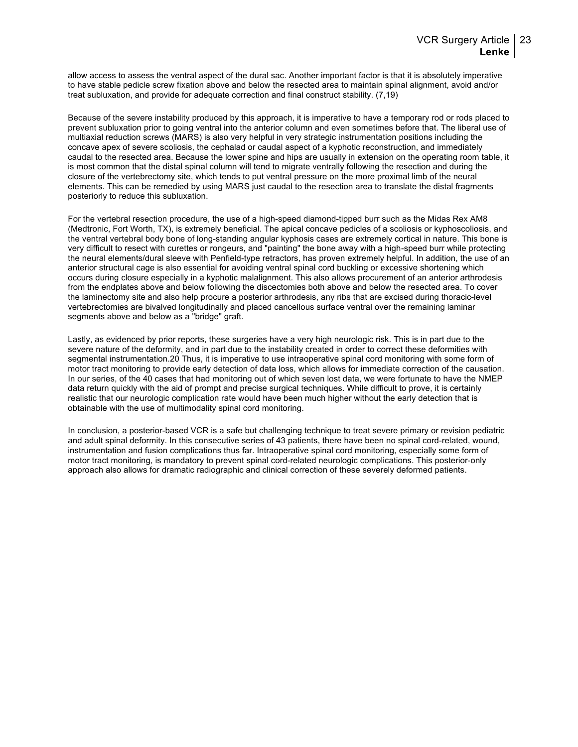allow access to assess the ventral aspect of the dural sac. Another important factor is that it is absolutely imperative to have stable pedicle screw fixation above and below the resected area to maintain spinal alignment, avoid and/or treat subluxation, and provide for adequate correction and final construct stability. (7,19)

Because of the severe instability produced by this approach, it is imperative to have a temporary rod or rods placed to prevent subluxation prior to going ventral into the anterior column and even sometimes before that. The liberal use of multiaxial reduction screws (MARS) is also very helpful in very strategic instrumentation positions including the concave apex of severe scoliosis, the cephalad or caudal aspect of a kyphotic reconstruction, and immediately caudal to the resected area. Because the lower spine and hips are usually in extension on the operating room table, it is most common that the distal spinal column will tend to migrate ventrally following the resection and during the closure of the vertebrectomy site, which tends to put ventral pressure on the more proximal limb of the neural elements. This can be remedied by using MARS just caudal to the resection area to translate the distal fragments posteriorly to reduce this subluxation.

For the vertebral resection procedure, the use of a high-speed diamond-tipped burr such as the Midas Rex AM8 (Medtronic, Fort Worth, TX), is extremely beneficial. The apical concave pedicles of a scoliosis or kyphoscoliosis, and the ventral vertebral body bone of long-standing angular kyphosis cases are extremely cortical in nature. This bone is very difficult to resect with curettes or rongeurs, and "painting" the bone away with a high-speed burr while protecting the neural elements/dural sleeve with Penfield-type retractors, has proven extremely helpful. In addition, the use of an anterior structural cage is also essential for avoiding ventral spinal cord buckling or excessive shortening which occurs during closure especially in a kyphotic malalignment. This also allows procurement of an anterior arthrodesis from the endplates above and below following the discectomies both above and below the resected area. To cover the laminectomy site and also help procure a posterior arthrodesis, any ribs that are excised during thoracic-level vertebrectomies are bivalved longitudinally and placed cancellous surface ventral over the remaining laminar segments above and below as a "bridge" graft.

Lastly, as evidenced by prior reports, these surgeries have a very high neurologic risk. This is in part due to the severe nature of the deformity, and in part due to the instability created in order to correct these deformities with segmental instrumentation.20 Thus, it is imperative to use intraoperative spinal cord monitoring with some form of motor tract monitoring to provide early detection of data loss, which allows for immediate correction of the causation. In our series, of the 40 cases that had monitoring out of which seven lost data, we were fortunate to have the NMEP data return quickly with the aid of prompt and precise surgical techniques. While difficult to prove, it is certainly realistic that our neurologic complication rate would have been much higher without the early detection that is obtainable with the use of multimodality spinal cord monitoring.

In conclusion, a posterior-based VCR is a safe but challenging technique to treat severe primary or revision pediatric and adult spinal deformity. In this consecutive series of 43 patients, there have been no spinal cord-related, wound, instrumentation and fusion complications thus far. Intraoperative spinal cord monitoring, especially some form of motor tract monitoring, is mandatory to prevent spinal cord-related neurologic complications. This posterior-only approach also allows for dramatic radiographic and clinical correction of these severely deformed patients.